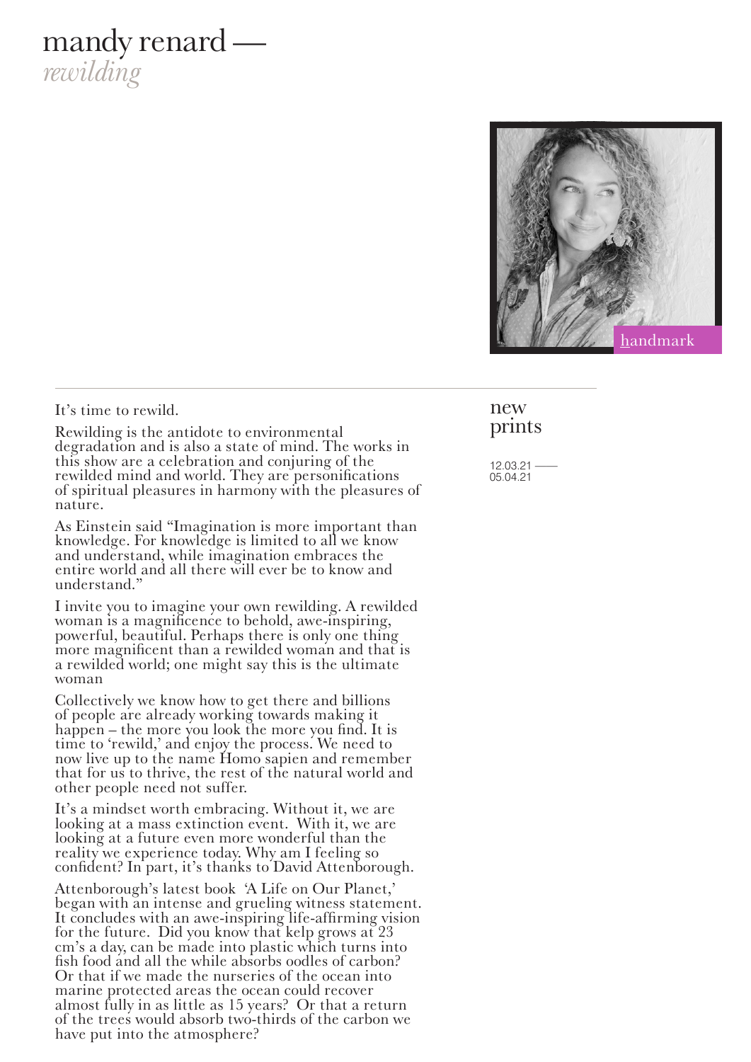# mandy renard —

*rewilding*

handmark

## new prints

12.03.21 —— 05.04.21

It's time to rewild.

Rewilding is the antidote to environmental degradation and is also a state of mind. The works in this show are a celebration and conjuring of the rewilded mind and world. They are personifications of spiritual pleasures in harmony with the pleasures of nature.

As Einstein said "Imagination is more important than knowledge. For knowledge is limited to all we know and understand, while imagination embraces the entire world and all there will ever be to know and understand."

I invite you to imagine your own rewilding. A rewilded woman is a magnificence to behold, awe-inspiring, powerful, beautiful. Perhaps there is only one thing more magnificent than a rewilded woman and that is a rewilded world; one might say this is the ultimate woman

Collectively we know how to get there and billions of people are already working towards making it happen – the more you look the more you find. It is time to 'rewild,' and enjoy the process. We need to now live up to the name Homo sapien and remember that for us to thrive, the rest of the natural world and other people need not suffer.

It's a mindset worth embracing. Without it, we are looking at a mass extinction event. With it, we are looking at a future even more wonderful than the reality we experience today. Why am I feeling so confident? In part, it's thanks to David Attenborough.

Attenborough's latest book 'A Life on Our Planet,' began with an intense and grueling witness statement. It concludes with an awe-inspiring life-affirming vision for the future. Did you know that kelp grows at 23 cm's a day, can be made into plastic which turns into fish food and all the while absorbs oodles of carbon? Or that if we made the nurseries of the ocean into marine protected areas the ocean could recover almost fully in as little as 15 years? Or that a return of the trees would absorb two-thirds of the carbon we have put into the atmosphere?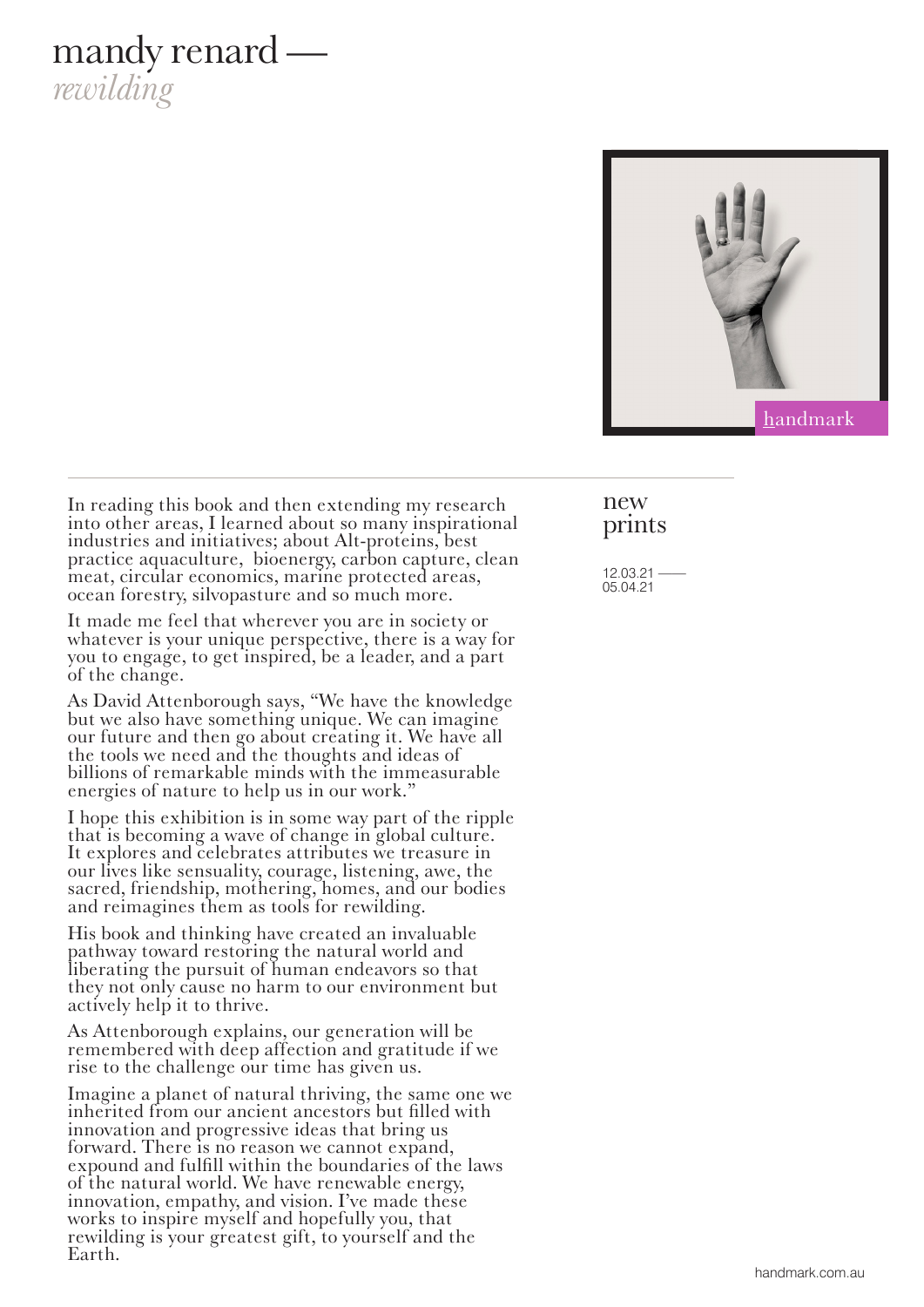# mandy renard —

*rewilding*

handmark

## new prints

12.03.21 —— 05.04.21

In reading this book and then extending my research into other areas, I learned about so many inspirational industries and initiatives; about Alt-proteins, best practice aquaculture, bioenergy, carbon capture, clean meat, circular economics, marine protected areas, ocean forestry, silvopasture and so much more.

It made me feel that wherever you are in society or whatever is your unique perspective, there is a way for you to engage, to get inspired, be a leader, and a part of the change.

As David Attenborough says, "We have the knowledge but we also have something unique. We can imagine our future and then go about creating it. We have all the tools we need and the thoughts and ideas of billions of remarkable minds with the immeasurable energies of nature to help us in our work."

I hope this exhibition is in some way part of the ripple that is becoming a wave of change in global culture. It explores and celebrates attributes we treasure in our lives like sensuality, courage, listening, awe, the sacred, friendship, mothering, homes, and our bodies and reimagines them as tools for rewilding.

His book and thinking have created an invaluable pathway toward restoring the natural world and liberating the pursuit of human endeavors so that they not only cause no harm to our environment but actively help it to thrive.

As Attenborough explains, our generation will be remembered with deep affection and gratitude if we rise to the challenge our time has given us.

Imagine a planet of natural thriving, the same one we inherited from our ancient ancestors but filled with innovation and progressive ideas that bring us forward. There is no reason we cannot expand, expound and fulfill within the boundaries of the laws of the natural world. We have renewable energy, innovation, empathy, and vision. I've made these works to inspire myself and hopefully you, that rewilding is your greatest gift, to yourself and the Earth.

handmark.com.au